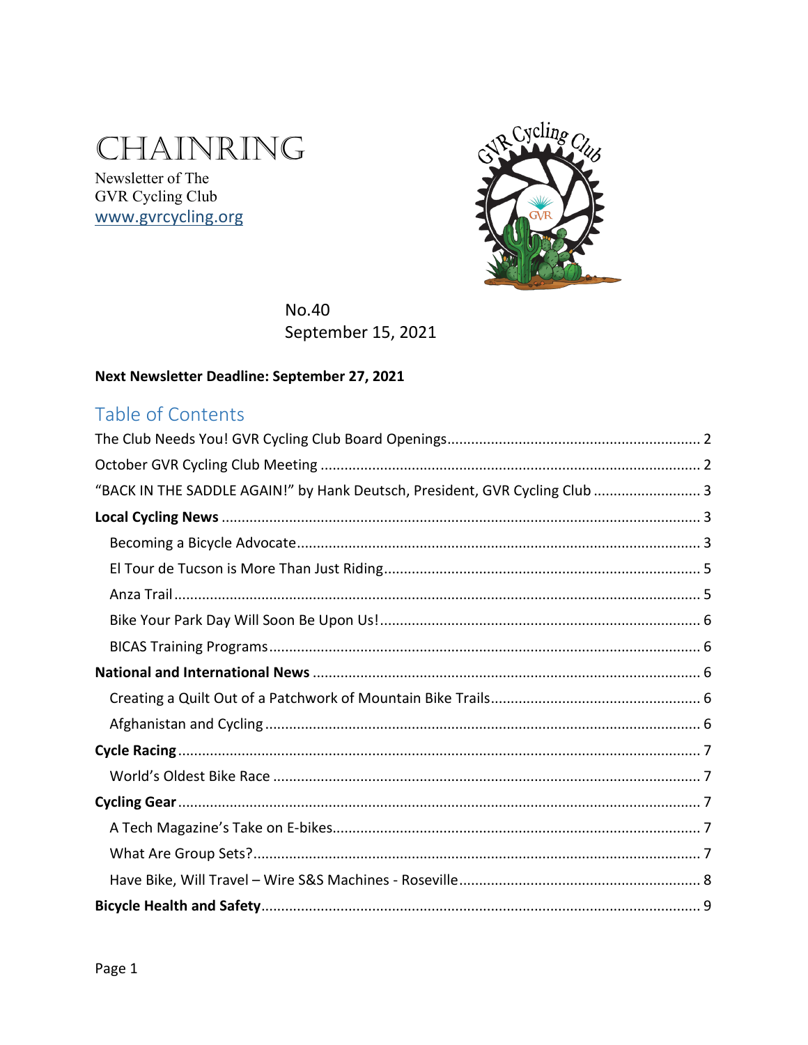# CHAINRING

Newsletter of The
GVR Cycling Club
www.gvrcycling.org

No.40
September 15, 2021

**Next Newsletter Deadline: September 27, 2021**

## Table of Contents

The Club Needs You! GVR Cycling Club Board Openings ........ 2
October GVR Cycling Club Meeting ........ 2
"BACK IN THE SADDLE AGAIN!" by Hank Deutsch, President, GVR Cycling Club ........ 3
**Local Cycling News** ........ 3
- Becoming a Bicycle Advocate ........ 3
- El Tour de Tucson is More Than Just Riding ........ 5
- Anza Trail ........ 5
- Bike Your Park Day Will Soon Be Upon Us! ........ 6
- BICAS Training Programs ........ 6

**National and International News** ........ 6
- Creating a Quilt Out of a Patchwork of Mountain Bike Trails ........ 6
- Afghanistan and Cycling ........ 6

**Cycle Racing** ........ 7
- World's Oldest Bike Race ........ 7

**Cycling Gear** ........ 7
- A Tech Magazine's Take on E-bikes ........ 7
- What Are Group Sets? ........ 7
- Have Bike, Will Travel – Wire S&S Machines - Roseville ........ 8

**Bicycle Health and Safety** ........ 9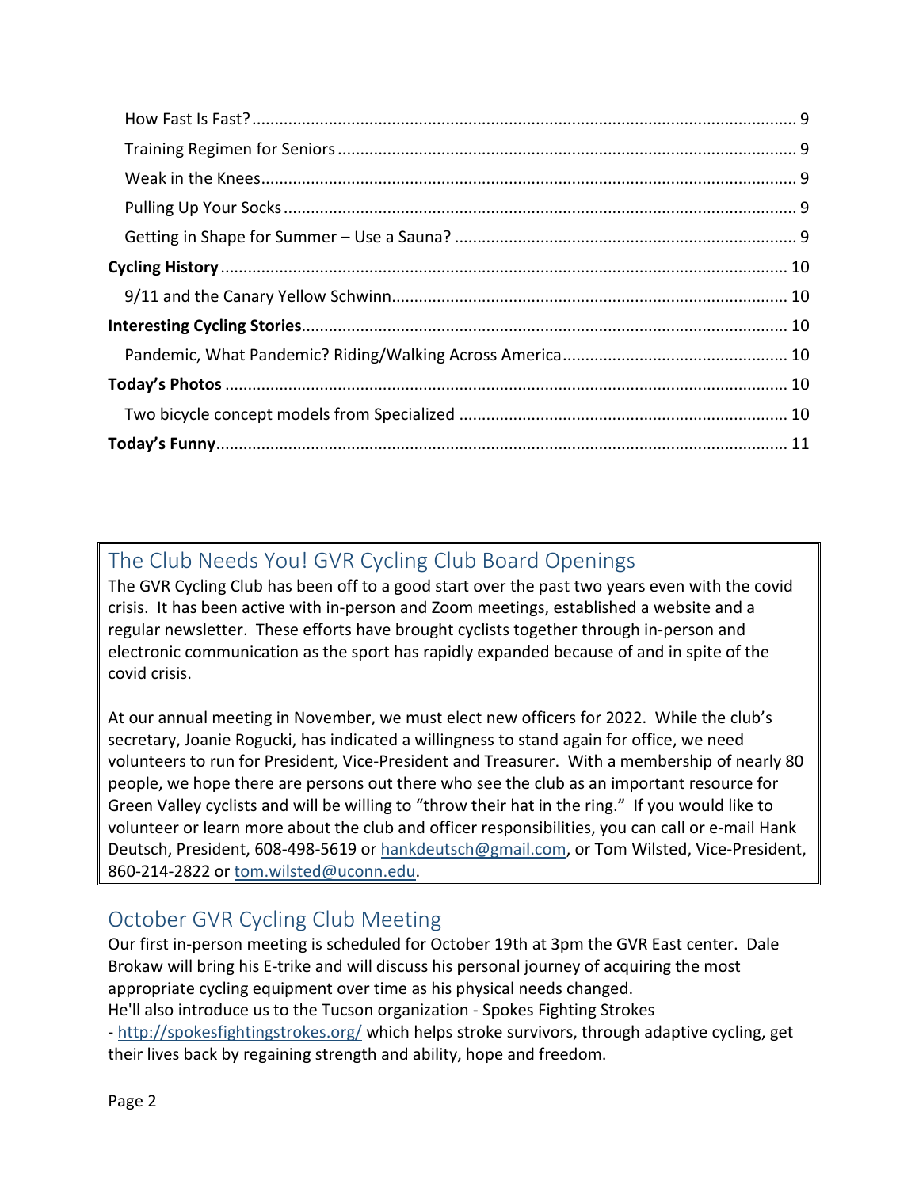How Fast Is Fast? ........ 9

Training Regimen for Seniors ........ 9

Weak in the Knees ........ 9

Pulling Up Your Socks ........ 9

Getting in Shape for Summer – Use a Sauna? ........ 9

**Cycling History** ........ 10

9/11 and the Canary Yellow Schwinn ........ 10

**Interesting Cycling Stories** ........ 10

Pandemic, What Pandemic? Riding/Walking Across America ........ 10

**Today's Photos** ........ 10

Two bicycle concept models from Specialized ........ 10

**Today's Funny** ........ 11

## The Club Needs You! GVR Cycling Club Board Openings

The GVR Cycling Club has been off to a good start over the past two years even with the covid crisis. It has been active with in-person and Zoom meetings, established a website and a regular newsletter. These efforts have brought cyclists together through in-person and electronic communication as the sport has rapidly expanded because of and in spite of the covid crisis.

At our annual meeting in November, we must elect new officers for 2022. While the club's secretary, Joanie Rogucki, has indicated a willingness to stand again for office, we need volunteers to run for President, Vice-President and Treasurer. With a membership of nearly 80 people, we hope there are persons out there who see the club as an important resource for Green Valley cyclists and will be willing to "throw their hat in the ring." If you would like to volunteer or learn more about the club and officer responsibilities, you can call or e-mail Hank Deutsch, President, 608-498-5619 or hankdeutsch@gmail.com, or Tom Wilsted, Vice-President, 860-214-2822 or tom.wilsted@uconn.edu.

## October GVR Cycling Club Meeting

Our first in-person meeting is scheduled for October 19th at 3pm the GVR East center. Dale Brokaw will bring his E-trike and will discuss his personal journey of acquiring the most appropriate cycling equipment over time as his physical needs changed.
He'll also introduce us to the Tucson organization - Spokes Fighting Strokes - http://spokesfightingstrokes.org/ which helps stroke survivors, through adaptive cycling, get their lives back by regaining strength and ability, hope and freedom.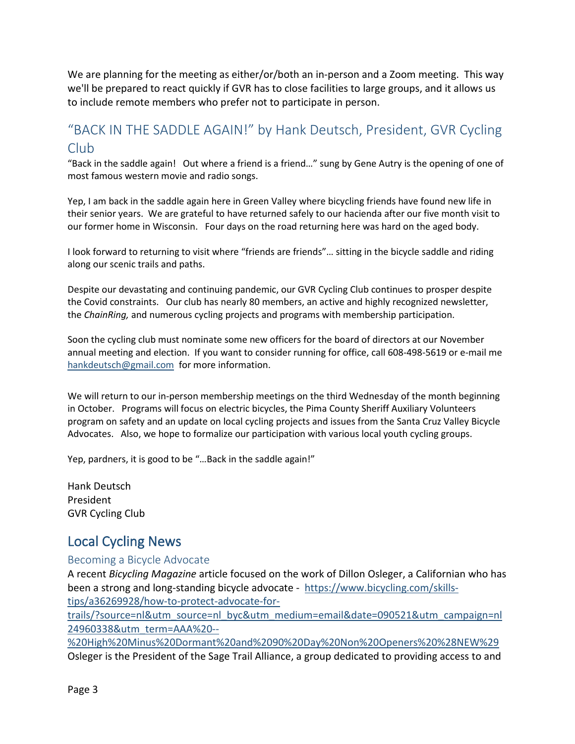We are planning for the meeting as either/or/both an in-person and a Zoom meeting. This way we'll be prepared to react quickly if GVR has to close facilities to large groups, and it allows us to include remote members who prefer not to participate in person.

## "BACK IN THE SADDLE AGAIN!" by Hank Deutsch, President, GVR Cycling Club

"Back in the saddle again! Out where a friend is a friend…" sung by Gene Autry is the opening of one of most famous western movie and radio songs.

Yep, I am back in the saddle again here in Green Valley where bicycling friends have found new life in their senior years. We are grateful to have returned safely to our hacienda after our five month visit to our former home in Wisconsin. Four days on the road returning here was hard on the aged body.

I look forward to returning to visit where "friends are friends"… sitting in the bicycle saddle and riding along our scenic trails and paths.

Despite our devastating and continuing pandemic, our GVR Cycling Club continues to prosper despite the Covid constraints. Our club has nearly 80 members, an active and highly recognized newsletter, the *ChainRing,* and numerous cycling projects and programs with membership participation.

Soon the cycling club must nominate some new officers for the board of directors at our November annual meeting and election. If you want to consider running for office, call 608-498-5619 or e-mail me hankdeutsch@gmail.com for more information.

We will return to our in-person membership meetings on the third Wednesday of the month beginning in October. Programs will focus on electric bicycles, the Pima County Sheriff Auxiliary Volunteers program on safety and an update on local cycling projects and issues from the Santa Cruz Valley Bicycle Advocates. Also, we hope to formalize our participation with various local youth cycling groups.

Yep, pardners, it is good to be "…Back in the saddle again!"

Hank Deutsch
President
GVR Cycling Club

# Local Cycling News

### Becoming a Bicycle Advocate

A recent *Bicycling Magazine* article focused on the work of Dillon Osleger, a Californian who has been a strong and long-standing bicycle advocate - https://www.bicycling.com/skills-tips/a36269928/how-to-protect-advocate-for-trails/?source=nl&utm_source=nl_byc&utm_medium=email&date=090521&utm_campaign=nl24960338&utm_term=AAA%20--%20High%20Minus%20Dormant%20and%2090%20Day%20Non%20Openers%20%28NEW%29
Osleger is the President of the Sage Trail Alliance, a group dedicated to providing access to and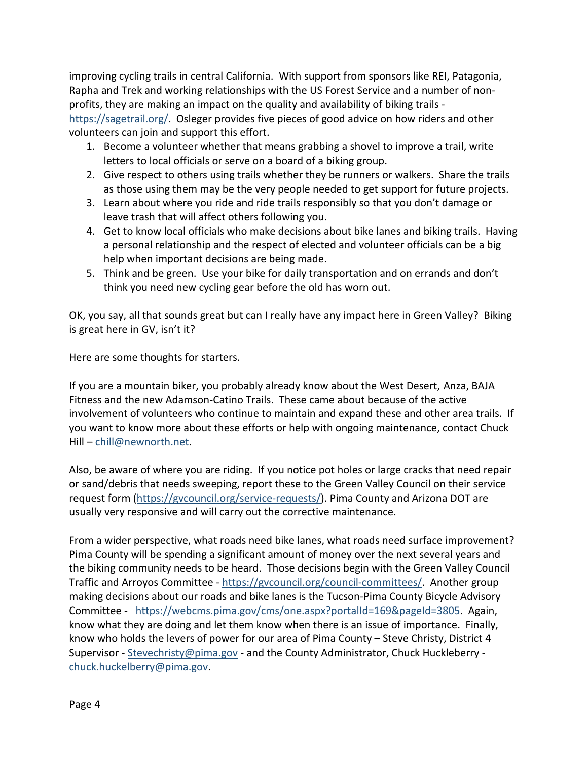improving cycling trails in central California. With support from sponsors like REI, Patagonia, Rapha and Trek and working relationships with the US Forest Service and a number of non-profits, they are making an impact on the quality and availability of biking trails - https://sagetrail.org/. Osleger provides five pieces of good advice on how riders and other volunteers can join and support this effort.

1. Become a volunteer whether that means grabbing a shovel to improve a trail, write letters to local officials or serve on a board of a biking group.
2. Give respect to others using trails whether they be runners or walkers. Share the trails as those using them may be the very people needed to get support for future projects.
3. Learn about where you ride and ride trails responsibly so that you don't damage or leave trash that will affect others following you.
4. Get to know local officials who make decisions about bike lanes and biking trails. Having a personal relationship and the respect of elected and volunteer officials can be a big help when important decisions are being made.
5. Think and be green. Use your bike for daily transportation and on errands and don't think you need new cycling gear before the old has worn out.

OK, you say, all that sounds great but can I really have any impact here in Green Valley? Biking is great here in GV, isn't it?

Here are some thoughts for starters.

If you are a mountain biker, you probably already know about the West Desert, Anza, BAJA Fitness and the new Adamson-Catino Trails. These came about because of the active involvement of volunteers who continue to maintain and expand these and other area trails. If you want to know more about these efforts or help with ongoing maintenance, contact Chuck Hill – chill@newnorth.net.

Also, be aware of where you are riding. If you notice pot holes or large cracks that need repair or sand/debris that needs sweeping, report these to the Green Valley Council on their service request form (https://gvcouncil.org/service-requests/). Pima County and Arizona DOT are usually very responsive and will carry out the corrective maintenance.

From a wider perspective, what roads need bike lanes, what roads need surface improvement? Pima County will be spending a significant amount of money over the next several years and the biking community needs to be heard. Those decisions begin with the Green Valley Council Traffic and Arroyos Committee - https://gvcouncil.org/council-committees/. Another group making decisions about our roads and bike lanes is the Tucson-Pima County Bicycle Advisory Committee - https://webcms.pima.gov/cms/one.aspx?portalId=169&pageId=3805. Again, know what they are doing and let them know when there is an issue of importance. Finally, know who holds the levers of power for our area of Pima County – Steve Christy, District 4 Supervisor - Stevechristy@pima.gov - and the County Administrator, Chuck Huckleberry - chuck.huckelberry@pima.gov.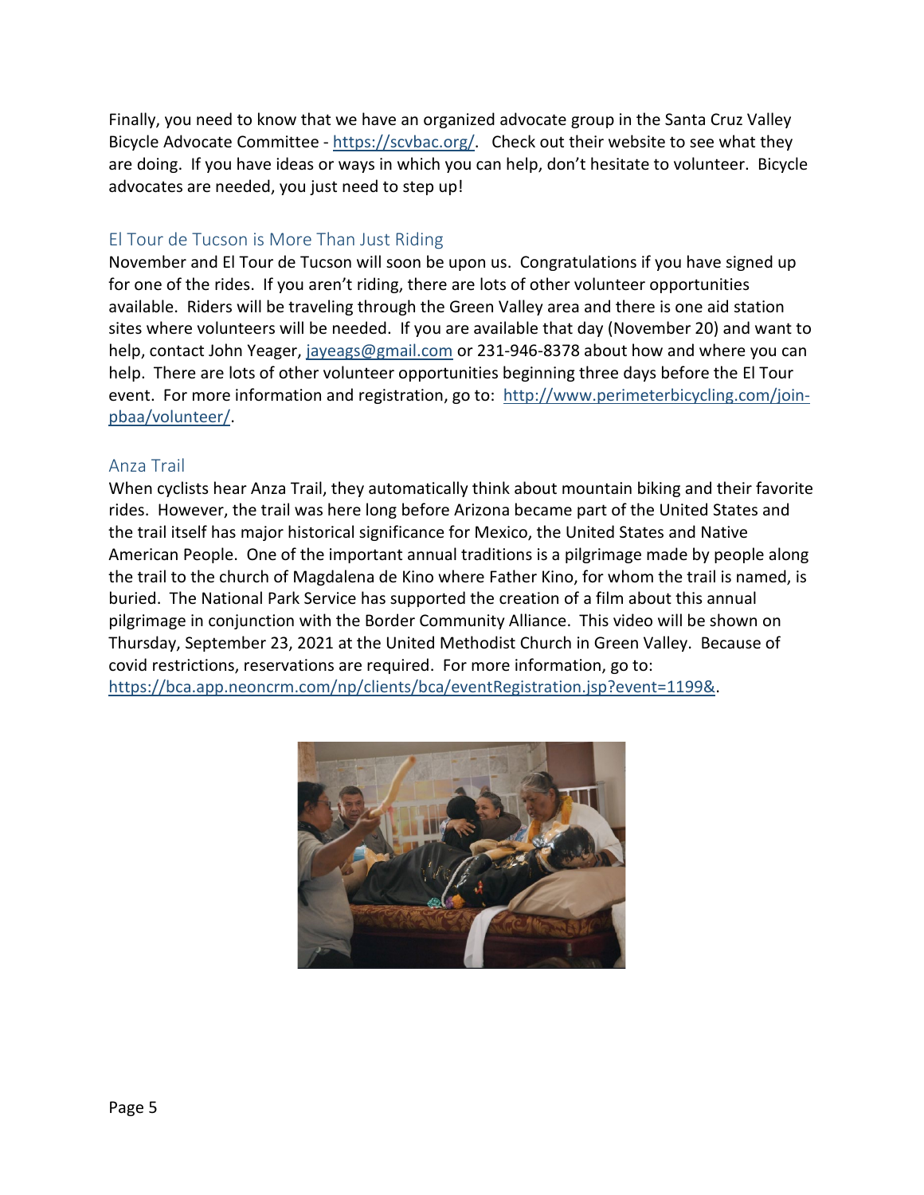Finally, you need to know that we have an organized advocate group in the Santa Cruz Valley Bicycle Advocate Committee - https://scvbac.org/. Check out their website to see what they are doing. If you have ideas or ways in which you can help, don't hesitate to volunteer. Bicycle advocates are needed, you just need to step up!

## El Tour de Tucson is More Than Just Riding

November and El Tour de Tucson will soon be upon us. Congratulations if you have signed up for one of the rides. If you aren't riding, there are lots of other volunteer opportunities available. Riders will be traveling through the Green Valley area and there is one aid station sites where volunteers will be needed. If you are available that day (November 20) and want to help, contact John Yeager, jayeags@gmail.com or 231-946-8378 about how and where you can help. There are lots of other volunteer opportunities beginning three days before the El Tour event. For more information and registration, go to: http://www.perimeterbicycling.com/join-pbaa/volunteer/.

## Anza Trail

When cyclists hear Anza Trail, they automatically think about mountain biking and their favorite rides. However, the trail was here long before Arizona became part of the United States and the trail itself has major historical significance for Mexico, the United States and Native American People. One of the important annual traditions is a pilgrimage made by people along the trail to the church of Magdalena de Kino where Father Kino, for whom the trail is named, is buried. The National Park Service has supported the creation of a film about this annual pilgrimage in conjunction with the Border Community Alliance. This video will be shown on Thursday, September 23, 2021 at the United Methodist Church in Green Valley. Because of covid restrictions, reservations are required. For more information, go to: https://bca.app.neoncrm.com/np/clients/bca/eventRegistration.jsp?event=1199&.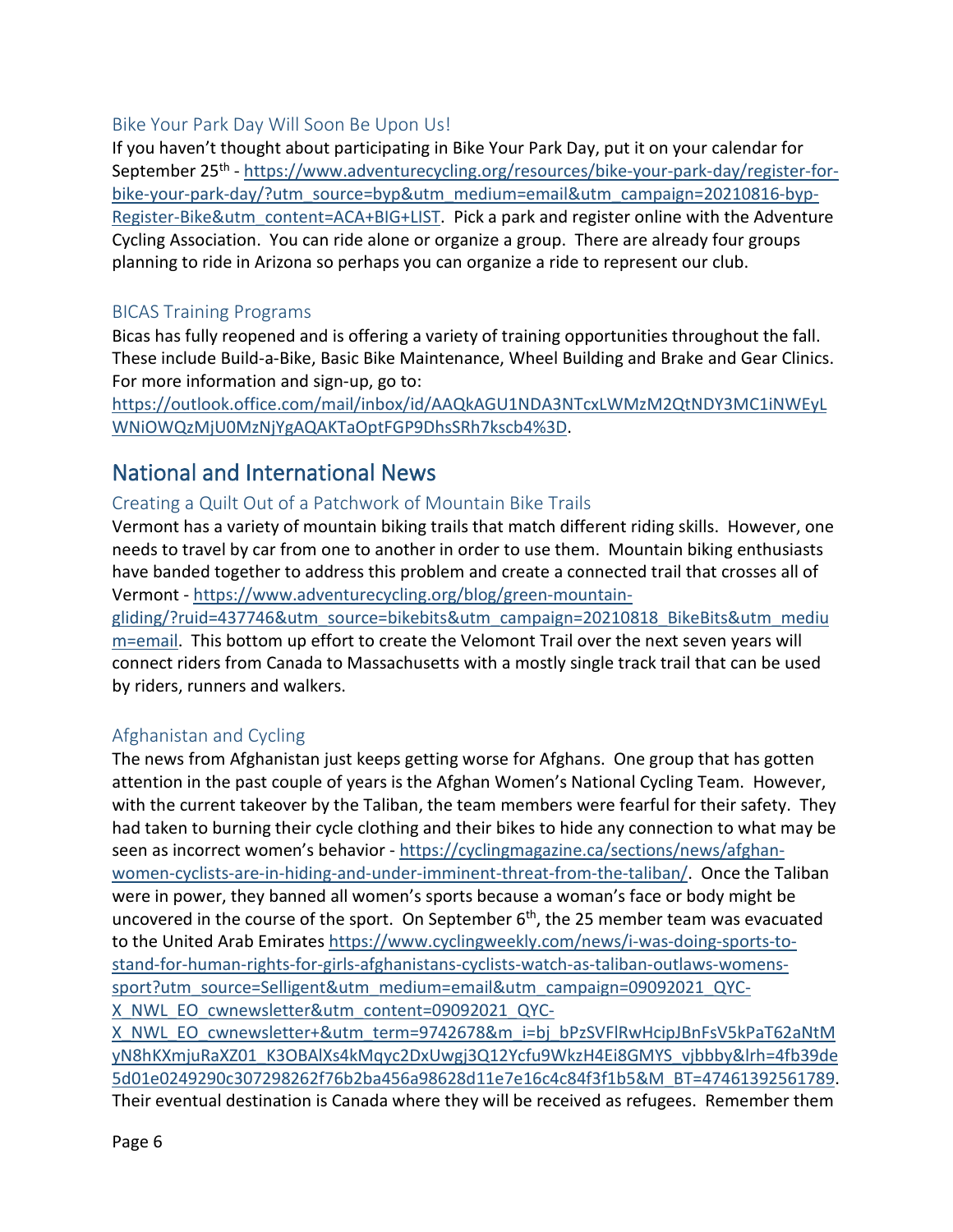### Bike Your Park Day Will Soon Be Upon Us!

If you haven't thought about participating in Bike Your Park Day, put it on your calendar for September 25th - https://www.adventurecycling.org/resources/bike-your-park-day/register-for-bike-your-park-day/?utm_source=byp&utm_medium=email&utm_campaign=20210816-byp-Register-Bike&utm_content=ACA+BIG+LIST. Pick a park and register online with the Adventure Cycling Association. You can ride alone or organize a group. There are already four groups planning to ride in Arizona so perhaps you can organize a ride to represent our club.

### BICAS Training Programs

Bicas has fully reopened and is offering a variety of training opportunities throughout the fall. These include Build-a-Bike, Basic Bike Maintenance, Wheel Building and Brake and Gear Clinics. For more information and sign-up, go to: https://outlook.office.com/mail/inbox/id/AAQkAGU1NDA3NTcxLWMzM2QtNDY3MC1iNWEyLWNiOWQzMjU0MzNjYgAQAKTaOptFGP9DhsSRh7kscb4%3D.

## National and International News

### Creating a Quilt Out of a Patchwork of Mountain Bike Trails

Vermont has a variety of mountain biking trails that match different riding skills. However, one needs to travel by car from one to another in order to use them. Mountain biking enthusiasts have banded together to address this problem and create a connected trail that crosses all of Vermont - https://www.adventurecycling.org/blog/green-mountain-gliding/?ruid=437746&utm_source=bikebits&utm_campaign=20210818_BikeBits&utm_medium=email. This bottom up effort to create the Velomont Trail over the next seven years will connect riders from Canada to Massachusetts with a mostly single track trail that can be used by riders, runners and walkers.

### Afghanistan and Cycling

The news from Afghanistan just keeps getting worse for Afghans. One group that has gotten attention in the past couple of years is the Afghan Women's National Cycling Team. However, with the current takeover by the Taliban, the team members were fearful for their safety. They had taken to burning their cycle clothing and their bikes to hide any connection to what may be seen as incorrect women's behavior - https://cyclingmagazine.ca/sections/news/afghan-women-cyclists-are-in-hiding-and-under-imminent-threat-from-the-taliban/. Once the Taliban were in power, they banned all women's sports because a woman's face or body might be uncovered in the course of the sport. On September 6th, the 25 member team was evacuated to the United Arab Emirates https://www.cyclingweekly.com/news/i-was-doing-sports-to-stand-for-human-rights-for-girls-afghanistans-cyclists-watch-as-taliban-outlaws-womens-sport?utm_source=Selligent&utm_medium=email&utm_campaign=09092021_QYC-X_NWL_EO_cwnewsletter&utm_content=09092021_QYC-X_NWL_EO_cwnewsletter+&utm_term=9742678&m_i=bj_bPzSVFlRwHcipJBnFsV5kPaT62aNtMyN8hKXmjuRaXZ01_K3OBAlXs4kMqyc2DxUwgj3Q12Ycfu9WkzH4Ei8GMYS_vjbbby&lrh=4fb39de5d01e0249290c307298262f76b2ba456a98628d11e7e16c4c84f3f1b5&M_BT=47461392561789. Their eventual destination is Canada where they will be received as refugees. Remember them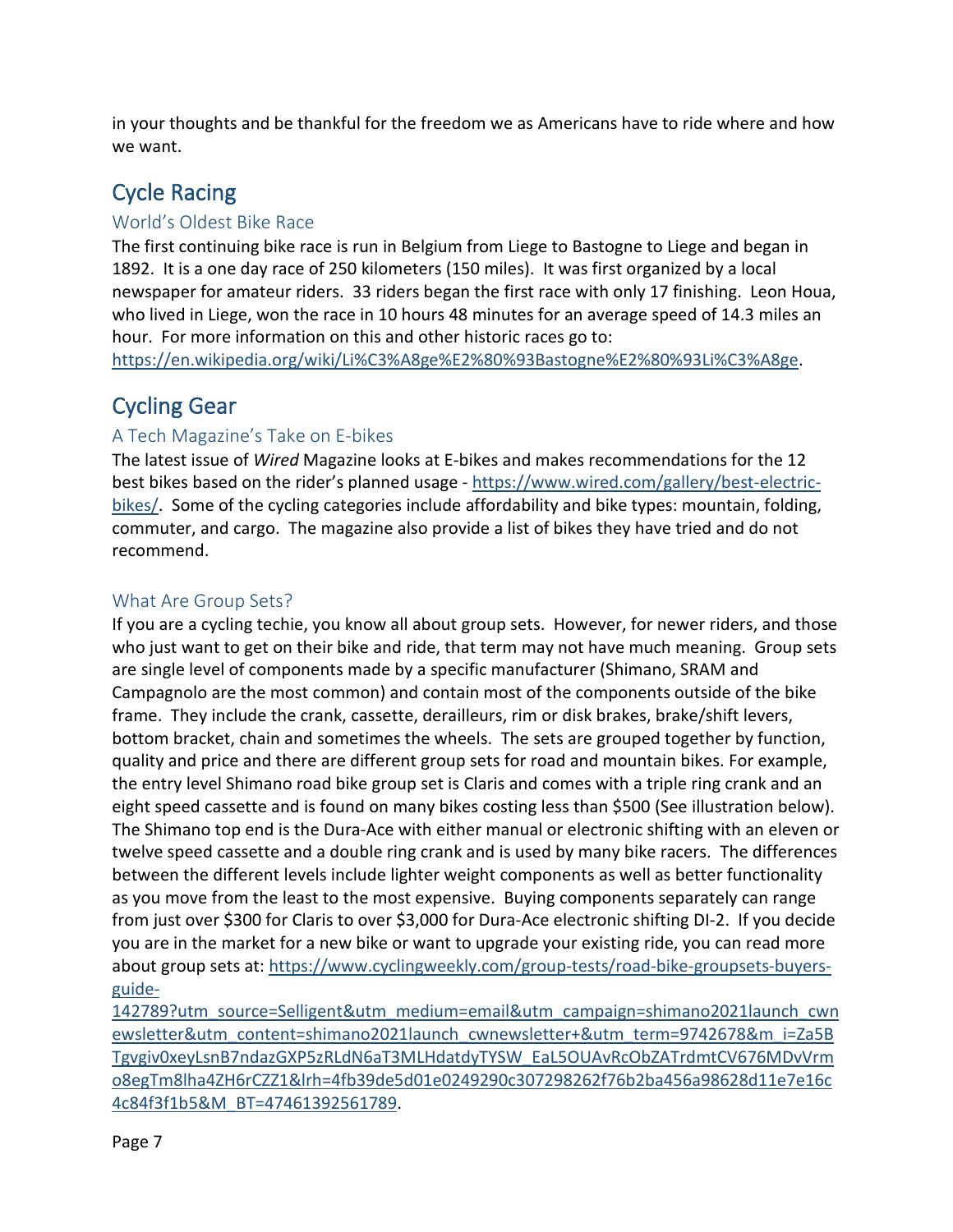in your thoughts and be thankful for the freedom we as Americans have to ride where and how we want.

## Cycle Racing

### World's Oldest Bike Race

The first continuing bike race is run in Belgium from Liege to Bastogne to Liege and began in 1892. It is a one day race of 250 kilometers (150 miles). It was first organized by a local newspaper for amateur riders. 33 riders began the first race with only 17 finishing. Leon Houa, who lived in Liege, won the race in 10 hours 48 minutes for an average speed of 14.3 miles an hour. For more information on this and other historic races go to: https://en.wikipedia.org/wiki/Li%C3%A8ge%E2%80%93Bastogne%E2%80%93Li%C3%A8ge.

## Cycling Gear

### A Tech Magazine's Take on E-bikes

The latest issue of *Wired* Magazine looks at E-bikes and makes recommendations for the 12 best bikes based on the rider's planned usage - https://www.wired.com/gallery/best-electric-bikes/. Some of the cycling categories include affordability and bike types: mountain, folding, commuter, and cargo. The magazine also provide a list of bikes they have tried and do not recommend.

### What Are Group Sets?

If you are a cycling techie, you know all about group sets. However, for newer riders, and those who just want to get on their bike and ride, that term may not have much meaning. Group sets are single level of components made by a specific manufacturer (Shimano, SRAM and Campagnolo are the most common) and contain most of the components outside of the bike frame. They include the crank, cassette, derailleurs, rim or disk brakes, brake/shift levers, bottom bracket, chain and sometimes the wheels. The sets are grouped together by function, quality and price and there are different group sets for road and mountain bikes. For example, the entry level Shimano road bike group set is Claris and comes with a triple ring crank and an eight speed cassette and is found on many bikes costing less than $500 (See illustration below). The Shimano top end is the Dura-Ace with either manual or electronic shifting with an eleven or twelve speed cassette and a double ring crank and is used by many bike racers. The differences between the different levels include lighter weight components as well as better functionality as you move from the least to the most expensive. Buying components separately can range from just over $300 for Claris to over $3,000 for Dura-Ace electronic shifting DI-2. If you decide you are in the market for a new bike or want to upgrade your existing ride, you can read more about group sets at: https://www.cyclingweekly.com/group-tests/road-bike-groupsets-buyers-guide-142789?utm_source=Selligent&utm_medium=email&utm_campaign=shimano2021launch_cwnewsletter&utm_content=shimano2021launch_cwnewsletter+&utm_term=9742678&m_i=Za5BTgvgiv0xeyLsnB7ndazGXP5zRLdN6aT3MLHdatdyTYSW_EaL5OUAvRcObZATrdmtCV676MDvVrmo8egTm8lha4ZH6rCZZ1&lrh=4fb39de5d01e0249290c307298262f76b2ba456a98628d11e7e16c4c84f3f1b5&M_BT=47461392561789.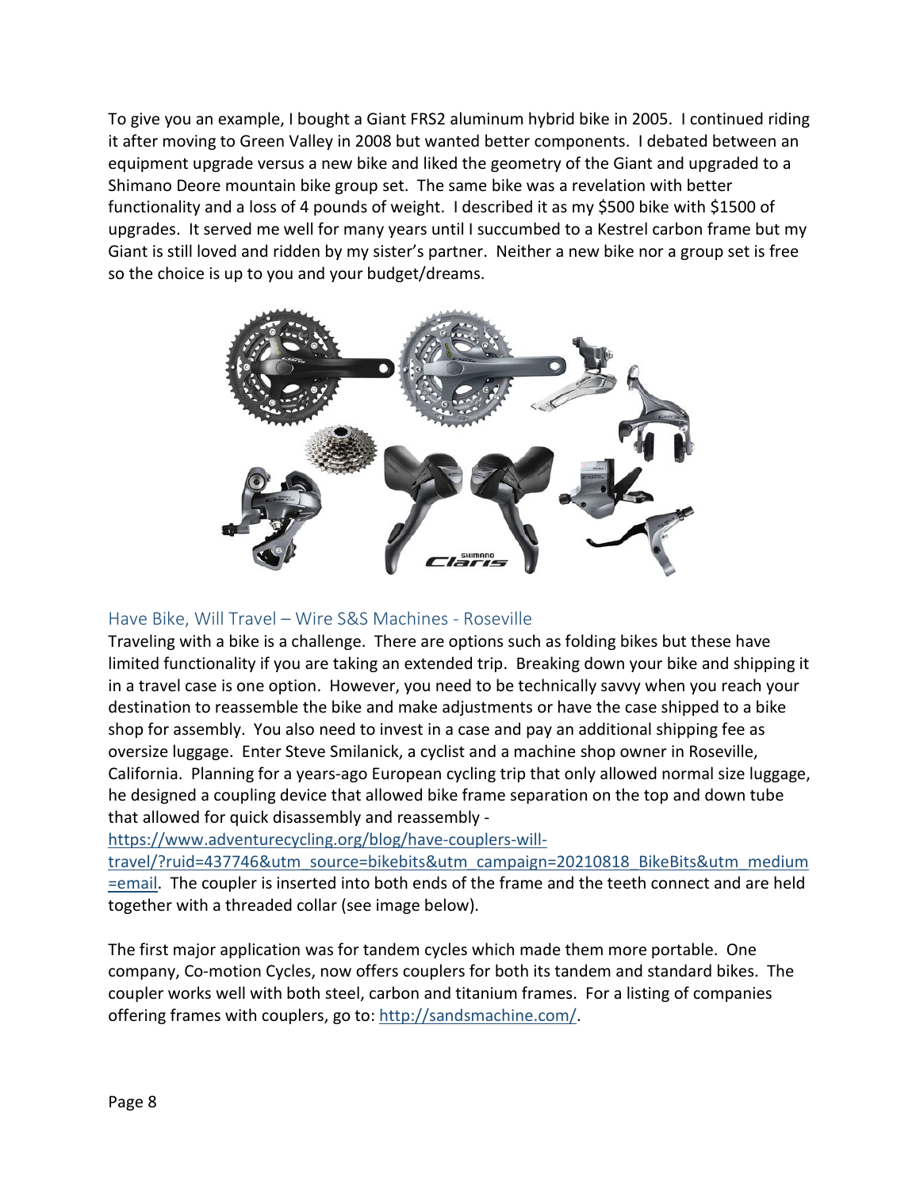To give you an example, I bought a Giant FRS2 aluminum hybrid bike in 2005. I continued riding it after moving to Green Valley in 2008 but wanted better components. I debated between an equipment upgrade versus a new bike and liked the geometry of the Giant and upgraded to a Shimano Deore mountain bike group set. The same bike was a revelation with better functionality and a loss of 4 pounds of weight. I described it as my $500 bike with $1500 of upgrades. It served me well for many years until I succumbed to a Kestrel carbon frame but my Giant is still loved and ridden by my sister's partner. Neither a new bike nor a group set is free so the choice is up to you and your budget/dreams.

## Have Bike, Will Travel – Wire S&S Machines - Roseville

Traveling with a bike is a challenge. There are options such as folding bikes but these have limited functionality if you are taking an extended trip. Breaking down your bike and shipping it in a travel case is one option. However, you need to be technically savvy when you reach your destination to reassemble the bike and make adjustments or have the case shipped to a bike shop for assembly. You also need to invest in a case and pay an additional shipping fee as oversize luggage. Enter Steve Smilanick, a cyclist and a machine shop owner in Roseville, California. Planning for a years-ago European cycling trip that only allowed normal size luggage, he designed a coupling device that allowed bike frame separation on the top and down tube that allowed for quick disassembly and reassembly - https://www.adventurecycling.org/blog/have-couplers-will-travel/?ruid=437746&utm_source=bikebits&utm_campaign=20210818_BikeBits&utm_medium=email. The coupler is inserted into both ends of the frame and the teeth connect and are held together with a threaded collar (see image below).

The first major application was for tandem cycles which made them more portable. One company, Co-motion Cycles, now offers couplers for both its tandem and standard bikes. The coupler works well with both steel, carbon and titanium frames. For a listing of companies offering frames with couplers, go to: http://sandsmachine.com/.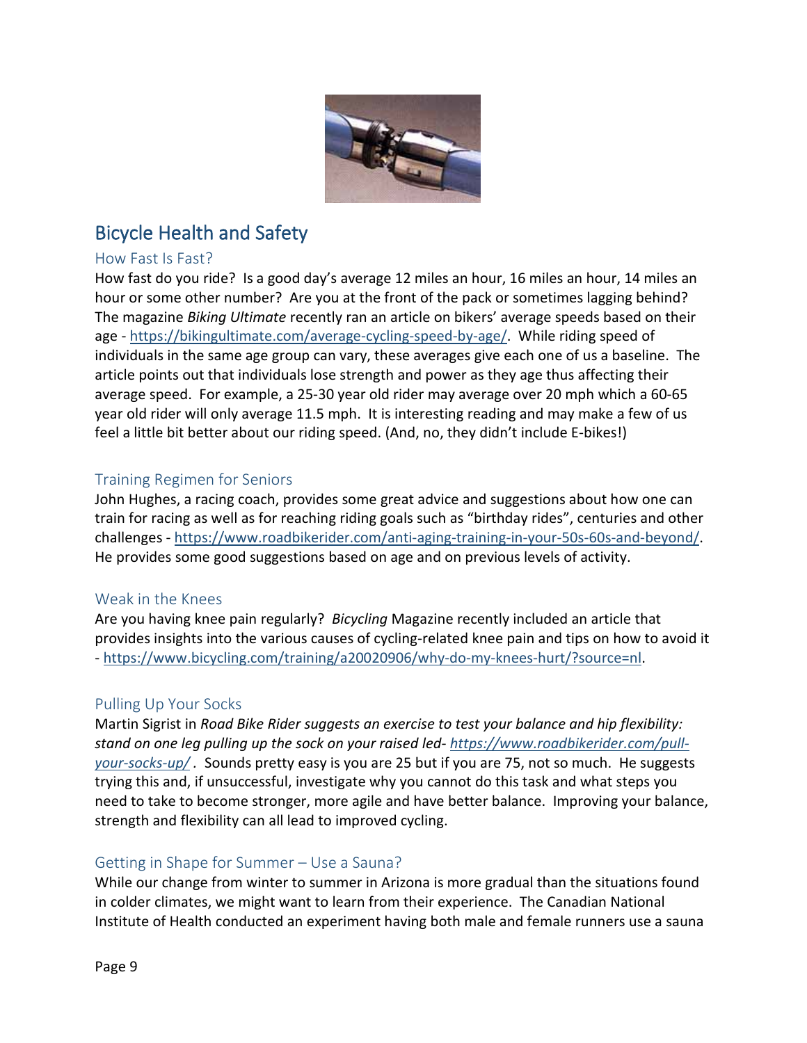## Bicycle Health and Safety

### How Fast Is Fast?

How fast do you ride? Is a good day's average 12 miles an hour, 16 miles an hour, 14 miles an hour or some other number? Are you at the front of the pack or sometimes lagging behind? The magazine *Biking Ultimate* recently ran an article on bikers' average speeds based on their age - https://bikingultimate.com/average-cycling-speed-by-age/. While riding speed of individuals in the same age group can vary, these averages give each one of us a baseline. The article points out that individuals lose strength and power as they age thus affecting their average speed. For example, a 25-30 year old rider may average over 20 mph which a 60-65 year old rider will only average 11.5 mph. It is interesting reading and may make a few of us feel a little bit better about our riding speed. (And, no, they didn't include E-bikes!)

### Training Regimen for Seniors

John Hughes, a racing coach, provides some great advice and suggestions about how one can train for racing as well as for reaching riding goals such as "birthday rides", centuries and other challenges - https://www.roadbikerider.com/anti-aging-training-in-your-50s-60s-and-beyond/. He provides some good suggestions based on age and on previous levels of activity.

### Weak in the Knees

Are you having knee pain regularly? *Bicycling* Magazine recently included an article that provides insights into the various causes of cycling-related knee pain and tips on how to avoid it - https://www.bicycling.com/training/a20020906/why-do-my-knees-hurt/?source=nl.

### Pulling Up Your Socks

Martin Sigrist in *Road Bike Rider suggests an exercise to test your balance and hip flexibility: stand on one leg pulling up the sock on your raised led- https://www.roadbikerider.com/pull-your-socks-up/* . Sounds pretty easy is you are 25 but if you are 75, not so much. He suggests trying this and, if unsuccessful, investigate why you cannot do this task and what steps you need to take to become stronger, more agile and have better balance. Improving your balance, strength and flexibility can all lead to improved cycling.

### Getting in Shape for Summer – Use a Sauna?

While our change from winter to summer in Arizona is more gradual than the situations found in colder climates, we might want to learn from their experience. The Canadian National Institute of Health conducted an experiment having both male and female runners use a sauna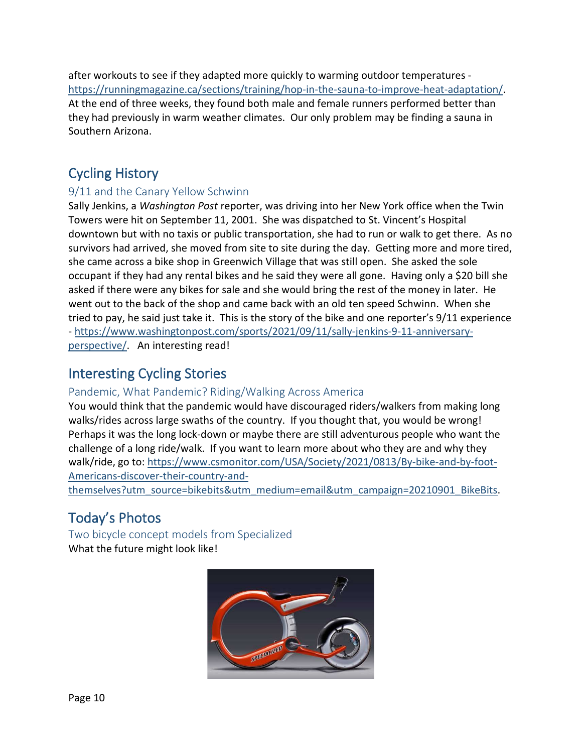after workouts to see if they adapted more quickly to warming outdoor temperatures - https://runningmagazine.ca/sections/training/hop-in-the-sauna-to-improve-heat-adaptation/. At the end of three weeks, they found both male and female runners performed better than they had previously in warm weather climates. Our only problem may be finding a sauna in Southern Arizona.

## Cycling History

### 9/11 and the Canary Yellow Schwinn

Sally Jenkins, a *Washington Post* reporter, was driving into her New York office when the Twin Towers were hit on September 11, 2001. She was dispatched to St. Vincent's Hospital downtown but with no taxis or public transportation, she had to run or walk to get there. As no survivors had arrived, she moved from site to site during the day. Getting more and more tired, she came across a bike shop in Greenwich Village that was still open. She asked the sole occupant if they had any rental bikes and he said they were all gone. Having only a $20 bill she asked if there were any bikes for sale and she would bring the rest of the money in later. He went out to the back of the shop and came back with an old ten speed Schwinn. When she tried to pay, he said just take it. This is the story of the bike and one reporter's 9/11 experience - https://www.washingtonpost.com/sports/2021/09/11/sally-jenkins-9-11-anniversary-perspective/. An interesting read!

## Interesting Cycling Stories

### Pandemic, What Pandemic? Riding/Walking Across America

You would think that the pandemic would have discouraged riders/walkers from making long walks/rides across large swaths of the country. If you thought that, you would be wrong! Perhaps it was the long lock-down or maybe there are still adventurous people who want the challenge of a long ride/walk. If you want to learn more about who they are and why they walk/ride, go to: https://www.csmonitor.com/USA/Society/2021/0813/By-bike-and-by-foot-Americans-discover-their-country-and-themselves?utm_source=bikebits&utm_medium=email&utm_campaign=20210901_BikeBits.

## Today's Photos

### Two bicycle concept models from Specialized

What the future might look like!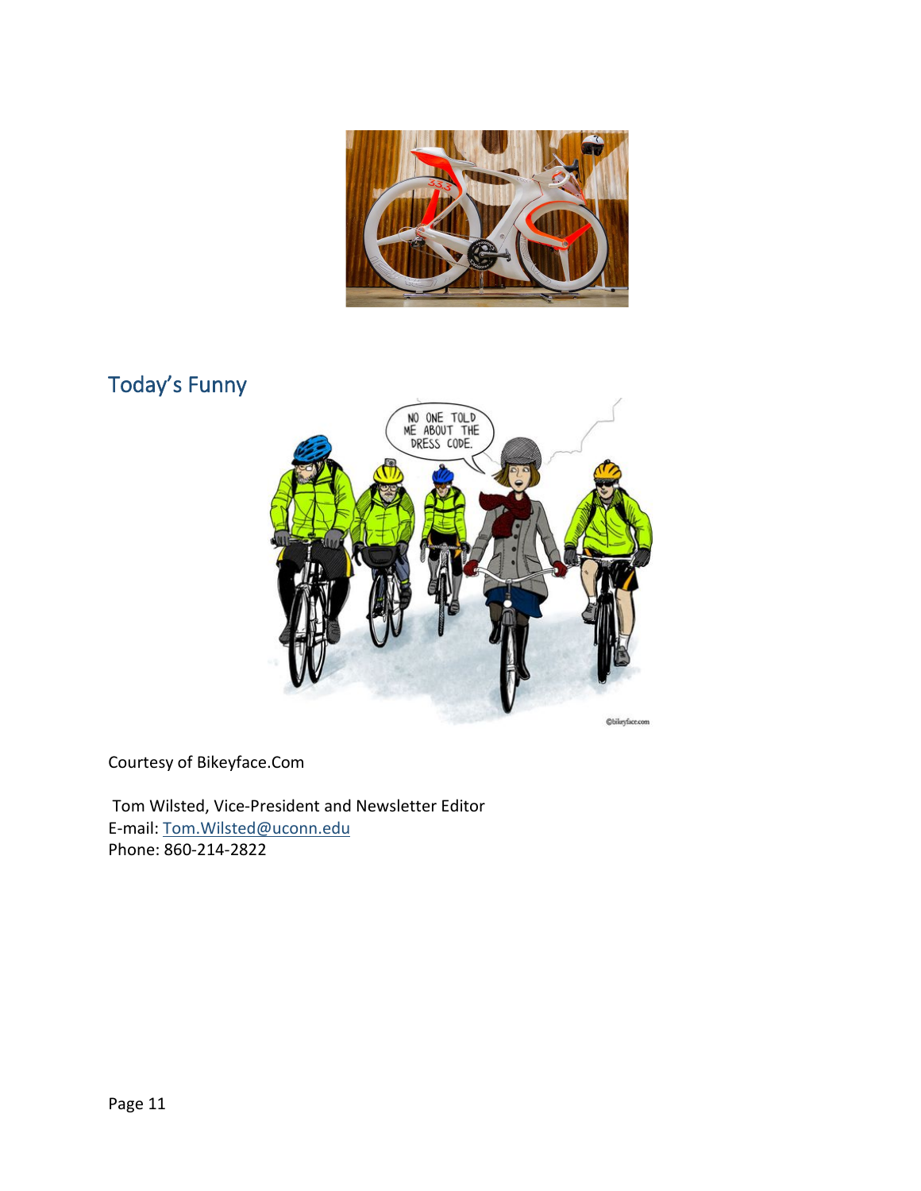## Today's Funny

Courtesy of Bikeyface.Com

Tom Wilsted, Vice-President and Newsletter Editor
E-mail: [Tom.Wilsted@uconn.edu](mailto:Tom.Wilsted@uconn.edu)
Phone: 860-214-2822